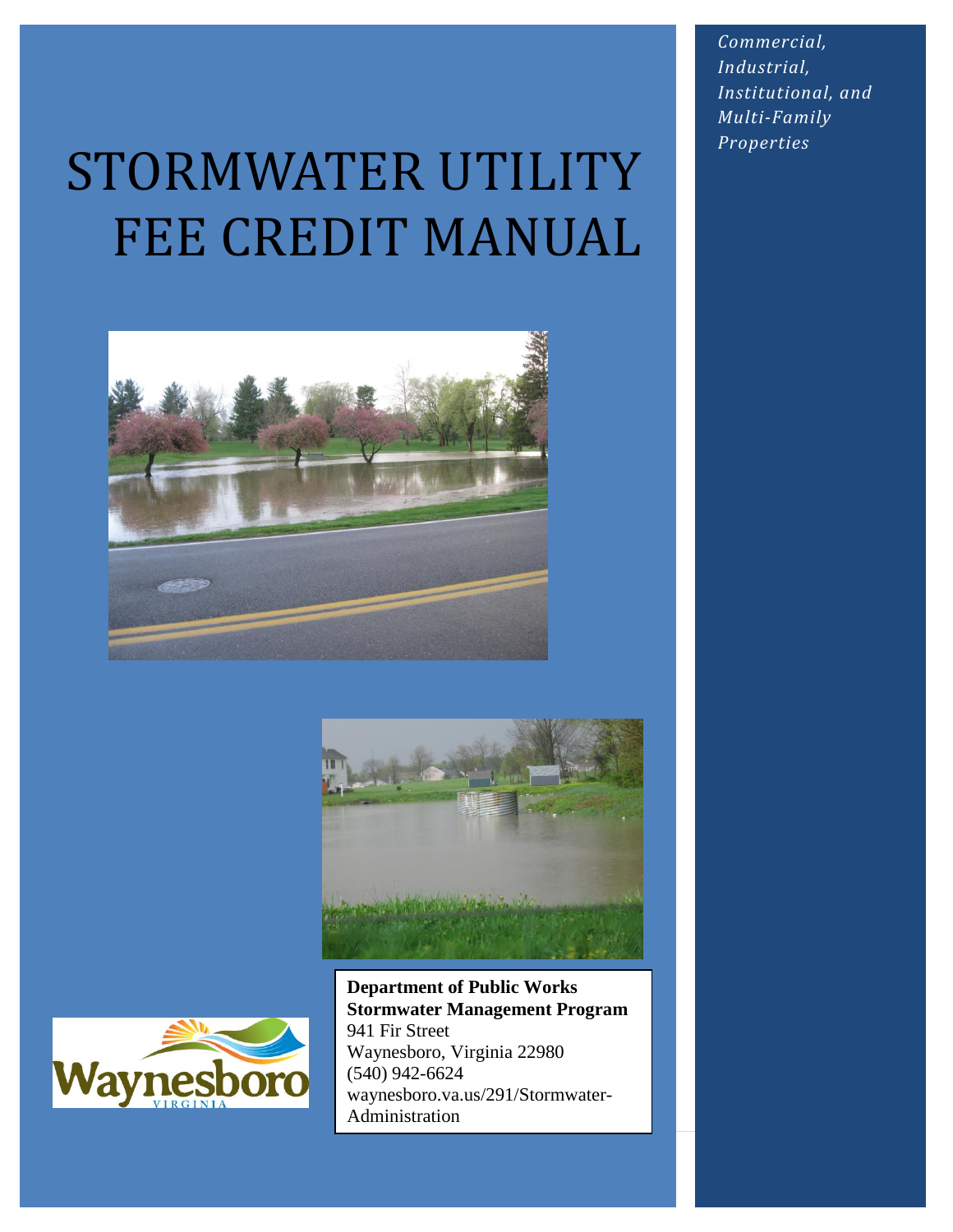# STORMWATER UTILITY FEE CREDIT MANUAL

*Commercial, Industrial, Institutional, and Multi-Family Properties*

**Department of Public Works**
**Stormwater Management Program**
941 Fir Street
Waynesboro, Virginia 22980
(540) 942-6624
waynesboro.va.us/291/Stormwater-Administration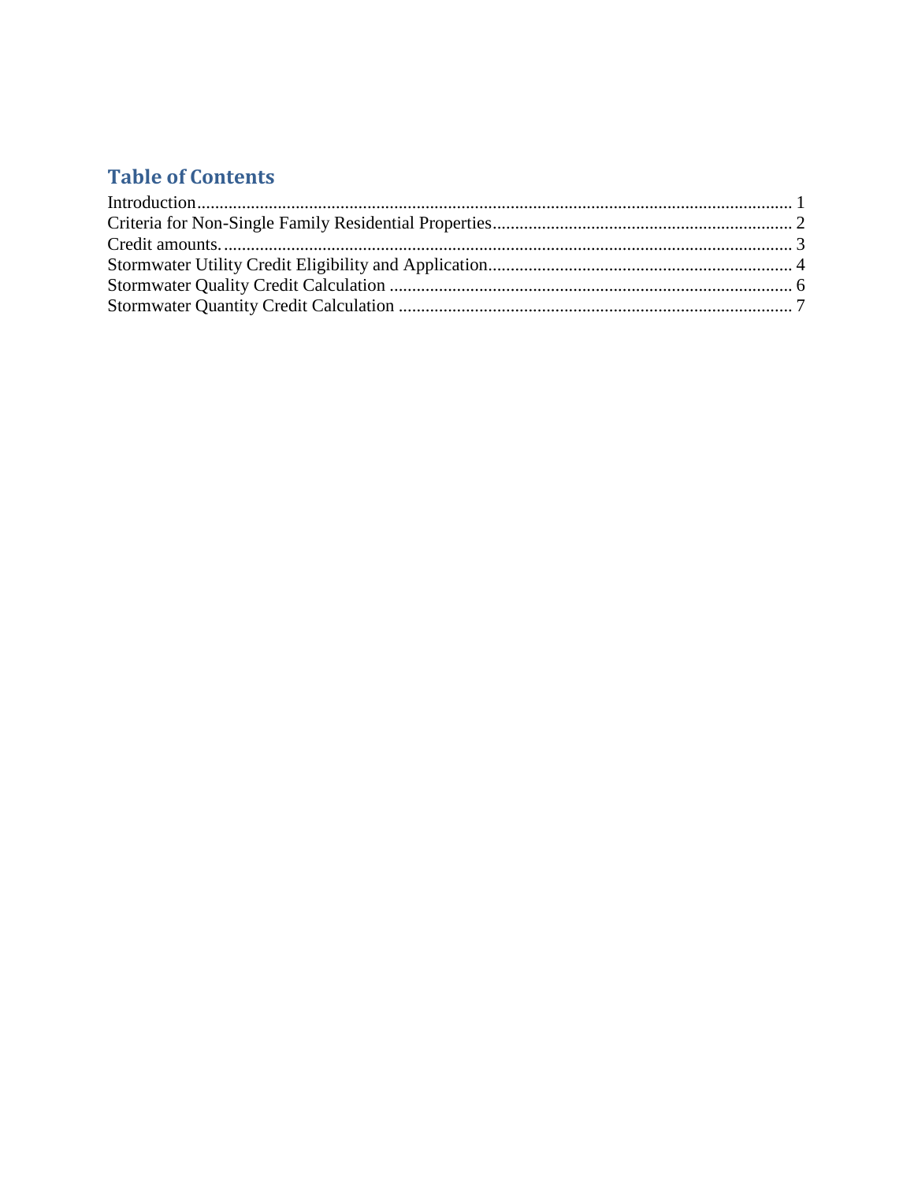## Table of Contents

Introduction .......................................................................................................................... 1
Criteria for Non-Single Family Residential Properties ................................................................. 2
Credit amounts. .................................................................................................................... 3
Stormwater Utility Credit Eligibility and Application ................................................................... 4
Stormwater Quality Credit Calculation ........................................................................................ 6
Stormwater Quantity Credit Calculation ...................................................................................... 7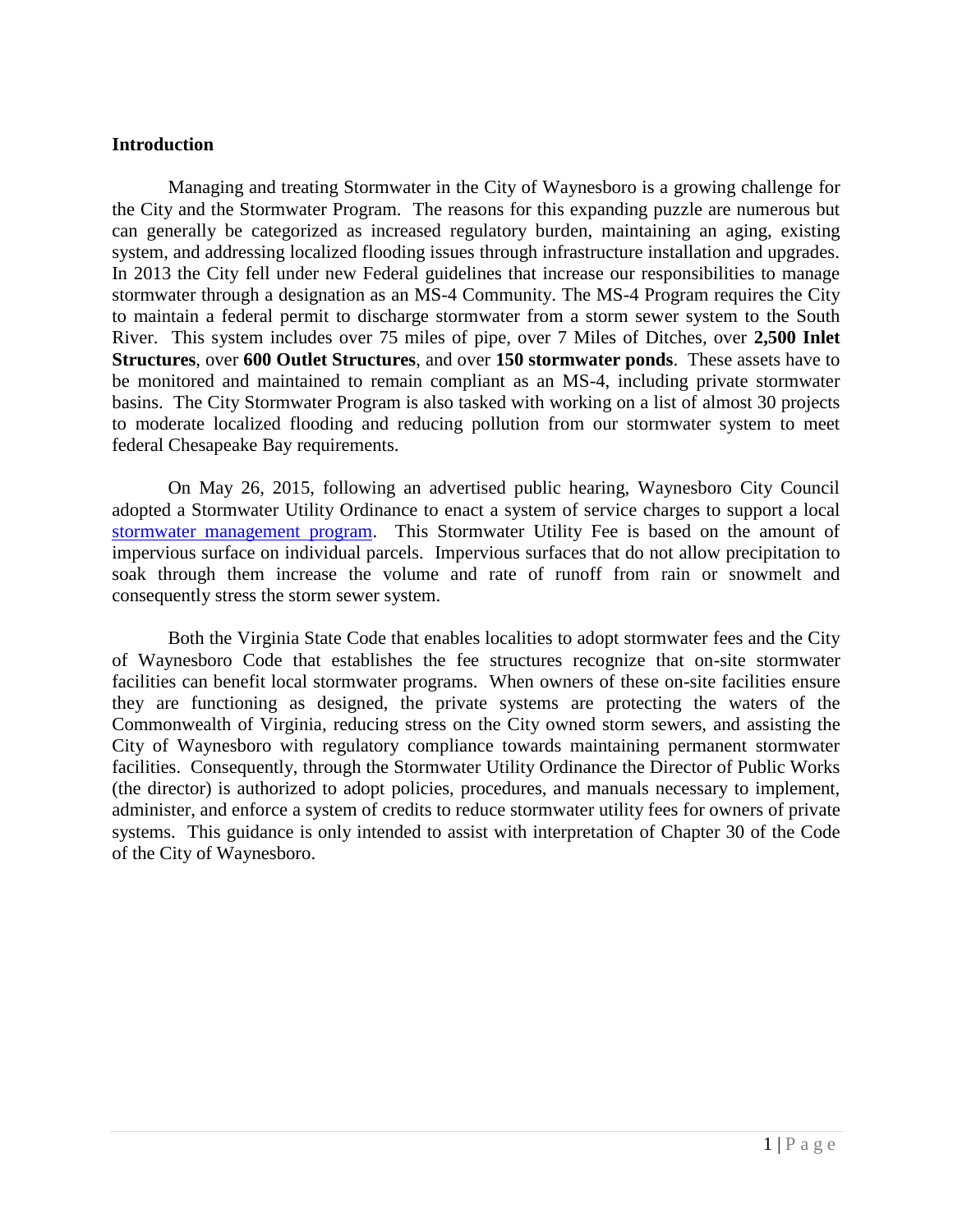## Introduction

Managing and treating Stormwater in the City of Waynesboro is a growing challenge for the City and the Stormwater Program. The reasons for this expanding puzzle are numerous but can generally be categorized as increased regulatory burden, maintaining an aging, existing system, and addressing localized flooding issues through infrastructure installation and upgrades. In 2013 the City fell under new Federal guidelines that increase our responsibilities to manage stormwater through a designation as an MS-4 Community. The MS-4 Program requires the City to maintain a federal permit to discharge stormwater from a storm sewer system to the South River. This system includes over 75 miles of pipe, over 7 Miles of Ditches, over **2,500 Inlet Structures**, over **600 Outlet Structures**, and over **150 stormwater ponds**. These assets have to be monitored and maintained to remain compliant as an MS-4, including private stormwater basins. The City Stormwater Program is also tasked with working on a list of almost 30 projects to moderate localized flooding and reducing pollution from our stormwater system to meet federal Chesapeake Bay requirements.

On May 26, 2015, following an advertised public hearing, Waynesboro City Council adopted a Stormwater Utility Ordinance to enact a system of service charges to support a local stormwater management program. This Stormwater Utility Fee is based on the amount of impervious surface on individual parcels. Impervious surfaces that do not allow precipitation to soak through them increase the volume and rate of runoff from rain or snowmelt and consequently stress the storm sewer system.

Both the Virginia State Code that enables localities to adopt stormwater fees and the City of Waynesboro Code that establishes the fee structures recognize that on-site stormwater facilities can benefit local stormwater programs. When owners of these on-site facilities ensure they are functioning as designed, the private systems are protecting the waters of the Commonwealth of Virginia, reducing stress on the City owned storm sewers, and assisting the City of Waynesboro with regulatory compliance towards maintaining permanent stormwater facilities. Consequently, through the Stormwater Utility Ordinance the Director of Public Works (the director) is authorized to adopt policies, procedures, and manuals necessary to implement, administer, and enforce a system of credits to reduce stormwater utility fees for owners of private systems. This guidance is only intended to assist with interpretation of Chapter 30 of the Code of the City of Waynesboro.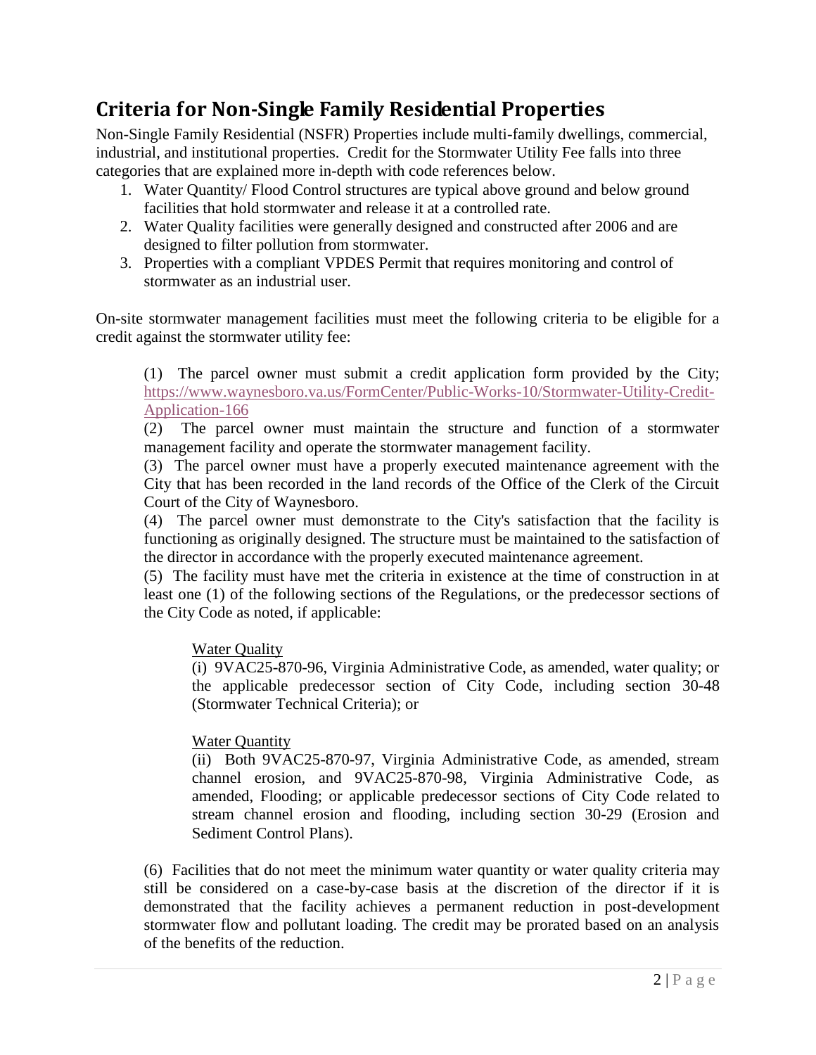## Criteria for Non-Single Family Residential Properties

Non-Single Family Residential (NSFR) Properties include multi-family dwellings, commercial, industrial, and institutional properties. Credit for the Stormwater Utility Fee falls into three categories that are explained more in-depth with code references below.

1. Water Quantity/ Flood Control structures are typical above ground and below ground facilities that hold stormwater and release it at a controlled rate.
2. Water Quality facilities were generally designed and constructed after 2006 and are designed to filter pollution from stormwater.
3. Properties with a compliant VPDES Permit that requires monitoring and control of stormwater as an industrial user.

On-site stormwater management facilities must meet the following criteria to be eligible for a credit against the stormwater utility fee:

> (1) The parcel owner must submit a credit application form provided by the City; https://www.waynesboro.va.us/FormCenter/Public-Works-10/Stormwater-Utility-Credit-Application-166
>
> (2) The parcel owner must maintain the structure and function of a stormwater management facility and operate the stormwater management facility.
>
> (3) The parcel owner must have a properly executed maintenance agreement with the City that has been recorded in the land records of the Office of the Clerk of the Circuit Court of the City of Waynesboro.
>
> (4) The parcel owner must demonstrate to the City's satisfaction that the facility is functioning as originally designed. The structure must be maintained to the satisfaction of the director in accordance with the properly executed maintenance agreement.
>
> (5) The facility must have met the criteria in existence at the time of construction in at least one (1) of the following sections of the Regulations, or the predecessor sections of the City Code as noted, if applicable:
>
> > Water Quality
> >
> > (i) 9VAC25-870-96, Virginia Administrative Code, as amended, water quality; or the applicable predecessor section of City Code, including section 30-48 (Stormwater Technical Criteria); or
> >
> > Water Quantity
> >
> > (ii) Both 9VAC25-870-97, Virginia Administrative Code, as amended, stream channel erosion, and 9VAC25-870-98, Virginia Administrative Code, as amended, Flooding; or applicable predecessor sections of City Code related to stream channel erosion and flooding, including section 30-29 (Erosion and Sediment Control Plans).
>
> (6) Facilities that do not meet the minimum water quantity or water quality criteria may still be considered on a case-by-case basis at the discretion of the director if it is demonstrated that the facility achieves a permanent reduction in post-development stormwater flow and pollutant loading. The credit may be prorated based on an analysis of the benefits of the reduction.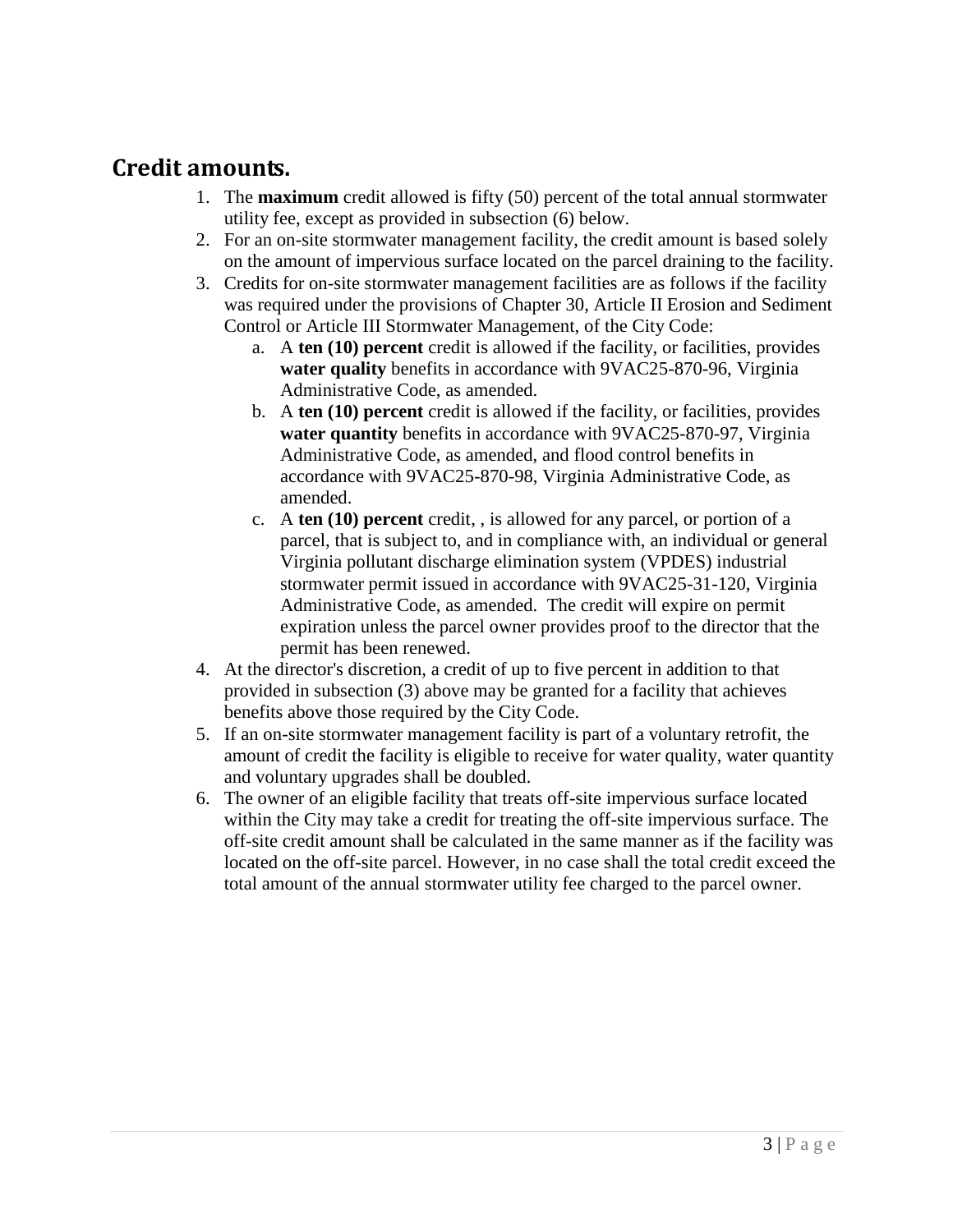## Credit amounts.

1. The **maximum** credit allowed is fifty (50) percent of the total annual stormwater utility fee, except as provided in subsection (6) below.
2. For an on-site stormwater management facility, the credit amount is based solely on the amount of impervious surface located on the parcel draining to the facility.
3. Credits for on-site stormwater management facilities are as follows if the facility was required under the provisions of Chapter 30, Article II Erosion and Sediment Control or Article III Stormwater Management, of the City Code:
   a. A **ten (10) percent** credit is allowed if the facility, or facilities, provides **water quality** benefits in accordance with 9VAC25-870-96, Virginia Administrative Code, as amended.
   b. A **ten (10) percent** credit is allowed if the facility, or facilities, provides **water quantity** benefits in accordance with 9VAC25-870-97, Virginia Administrative Code, as amended, and flood control benefits in accordance with 9VAC25-870-98, Virginia Administrative Code, as amended.
   c. A **ten (10) percent** credit, , is allowed for any parcel, or portion of a parcel, that is subject to, and in compliance with, an individual or general Virginia pollutant discharge elimination system (VPDES) industrial stormwater permit issued in accordance with 9VAC25-31-120, Virginia Administrative Code, as amended. The credit will expire on permit expiration unless the parcel owner provides proof to the director that the permit has been renewed.
4. At the director's discretion, a credit of up to five percent in addition to that provided in subsection (3) above may be granted for a facility that achieves benefits above those required by the City Code.
5. If an on-site stormwater management facility is part of a voluntary retrofit, the amount of credit the facility is eligible to receive for water quality, water quantity and voluntary upgrades shall be doubled.
6. The owner of an eligible facility that treats off-site impervious surface located within the City may take a credit for treating the off-site impervious surface. The off-site credit amount shall be calculated in the same manner as if the facility was located on the off-site parcel. However, in no case shall the total credit exceed the total amount of the annual stormwater utility fee charged to the parcel owner.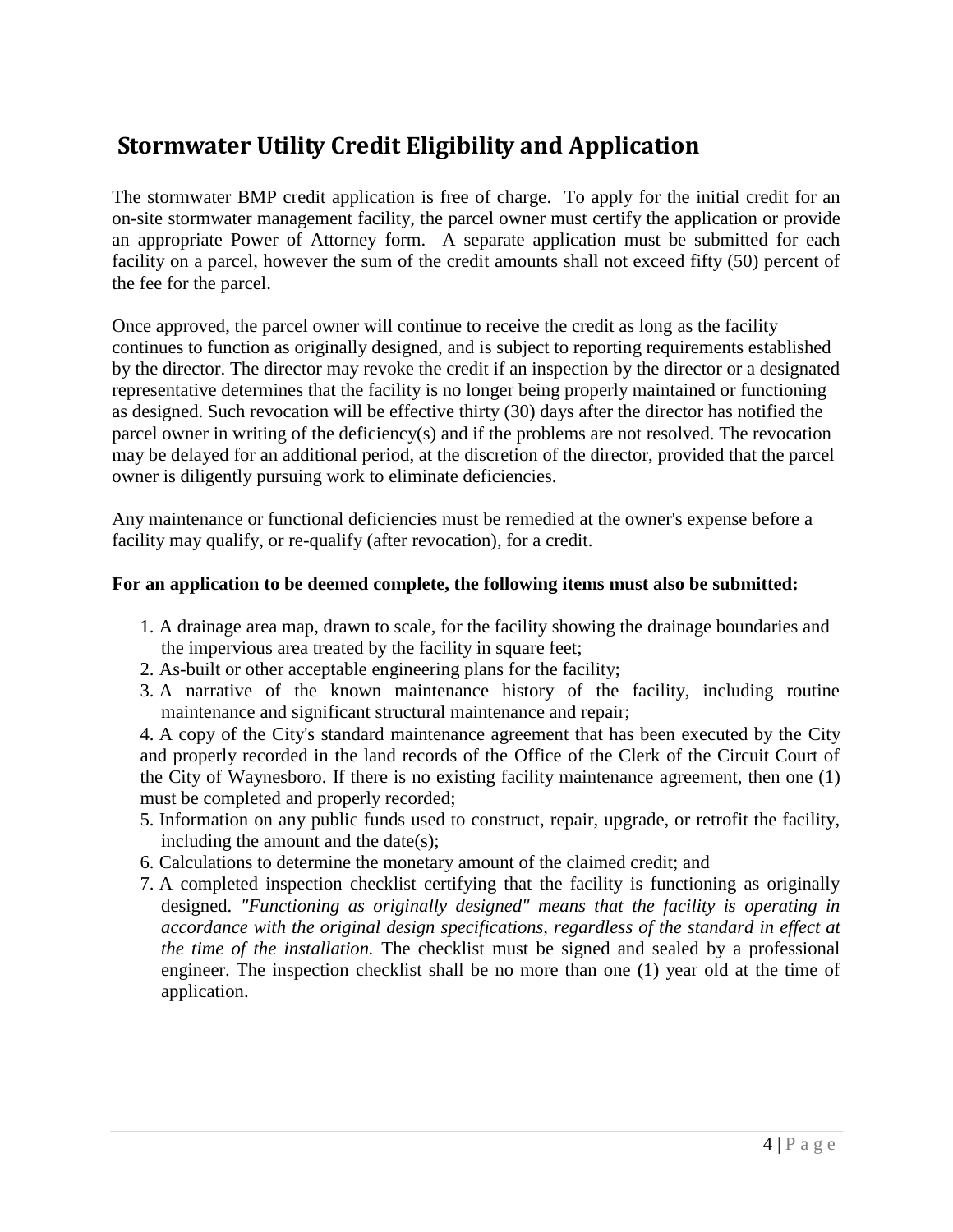## Stormwater Utility Credit Eligibility and Application

The stormwater BMP credit application is free of charge. To apply for the initial credit for an on-site stormwater management facility, the parcel owner must certify the application or provide an appropriate Power of Attorney form. A separate application must be submitted for each facility on a parcel, however the sum of the credit amounts shall not exceed fifty (50) percent of the fee for the parcel.

Once approved, the parcel owner will continue to receive the credit as long as the facility continues to function as originally designed, and is subject to reporting requirements established by the director. The director may revoke the credit if an inspection by the director or a designated representative determines that the facility is no longer being properly maintained or functioning as designed. Such revocation will be effective thirty (30) days after the director has notified the parcel owner in writing of the deficiency(s) and if the problems are not resolved. The revocation may be delayed for an additional period, at the discretion of the director, provided that the parcel owner is diligently pursuing work to eliminate deficiencies.

Any maintenance or functional deficiencies must be remedied at the owner's expense before a facility may qualify, or re-qualify (after revocation), for a credit.

**For an application to be deemed complete, the following items must also be submitted:**

1. A drainage area map, drawn to scale, for the facility showing the drainage boundaries and the impervious area treated by the facility in square feet;
2. As-built or other acceptable engineering plans for the facility;
3. A narrative of the known maintenance history of the facility, including routine maintenance and significant structural maintenance and repair;
4. A copy of the City's standard maintenance agreement that has been executed by the City and properly recorded in the land records of the Office of the Clerk of the Circuit Court of the City of Waynesboro. If there is no existing facility maintenance agreement, then one (1) must be completed and properly recorded;
5. Information on any public funds used to construct, repair, upgrade, or retrofit the facility, including the amount and the date(s);
6. Calculations to determine the monetary amount of the claimed credit; and
7. A completed inspection checklist certifying that the facility is functioning as originally designed. *"Functioning as originally designed" means that the facility is operating in accordance with the original design specifications, regardless of the standard in effect at the time of the installation.* The checklist must be signed and sealed by a professional engineer. The inspection checklist shall be no more than one (1) year old at the time of application.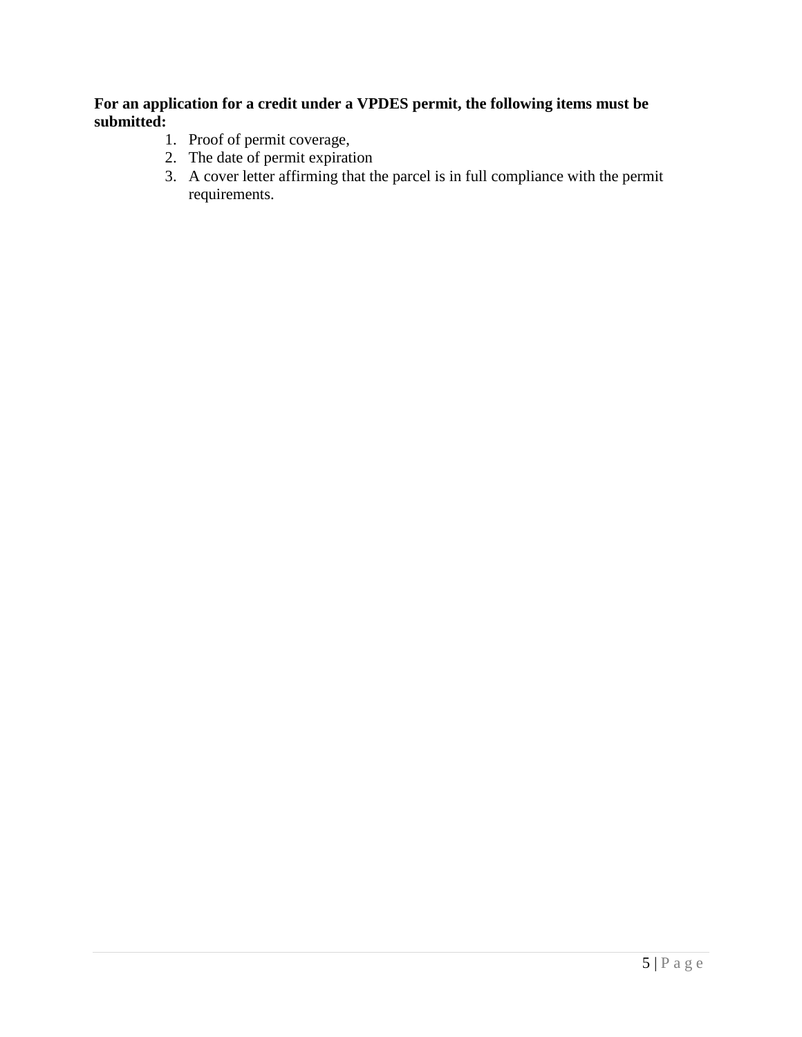**For an application for a credit under a VPDES permit, the following items must be submitted:**

1. Proof of permit coverage,
2. The date of permit expiration
3. A cover letter affirming that the parcel is in full compliance with the permit requirements.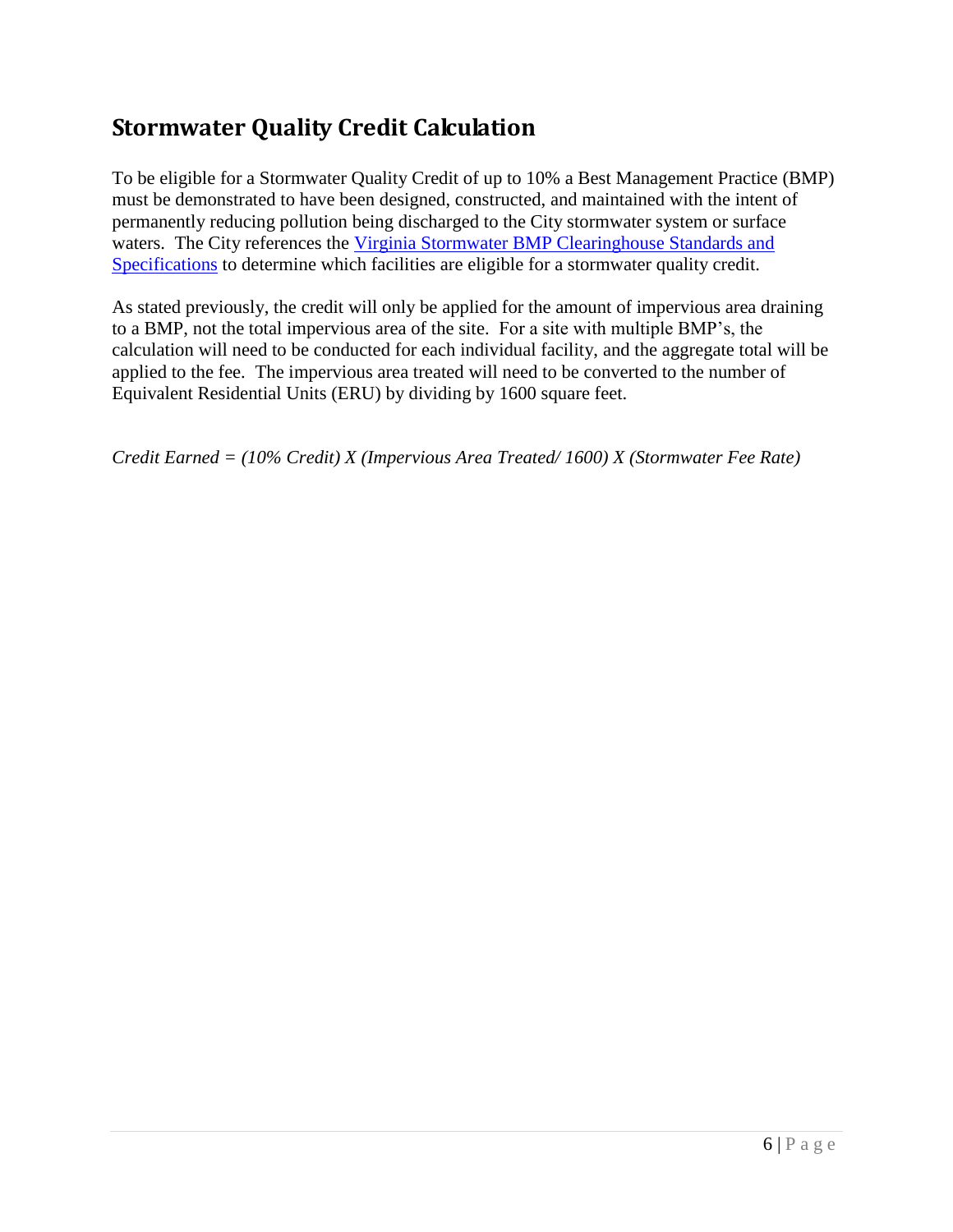## Stormwater Quality Credit Calculation

To be eligible for a Stormwater Quality Credit of up to 10% a Best Management Practice (BMP) must be demonstrated to have been designed, constructed, and maintained with the intent of permanently reducing pollution being discharged to the City stormwater system or surface waters. The City references the [Virginia Stormwater BMP Clearinghouse Standards and Specifications]() to determine which facilities are eligible for a stormwater quality credit.

As stated previously, the credit will only be applied for the amount of impervious area draining to a BMP, not the total impervious area of the site. For a site with multiple BMP's, the calculation will need to be conducted for each individual facility, and the aggregate total will be applied to the fee. The impervious area treated will need to be converted to the number of Equivalent Residential Units (ERU) by dividing by 1600 square feet.

*Credit Earned = (10% Credit) X (Impervious Area Treated/ 1600) X (Stormwater Fee Rate)*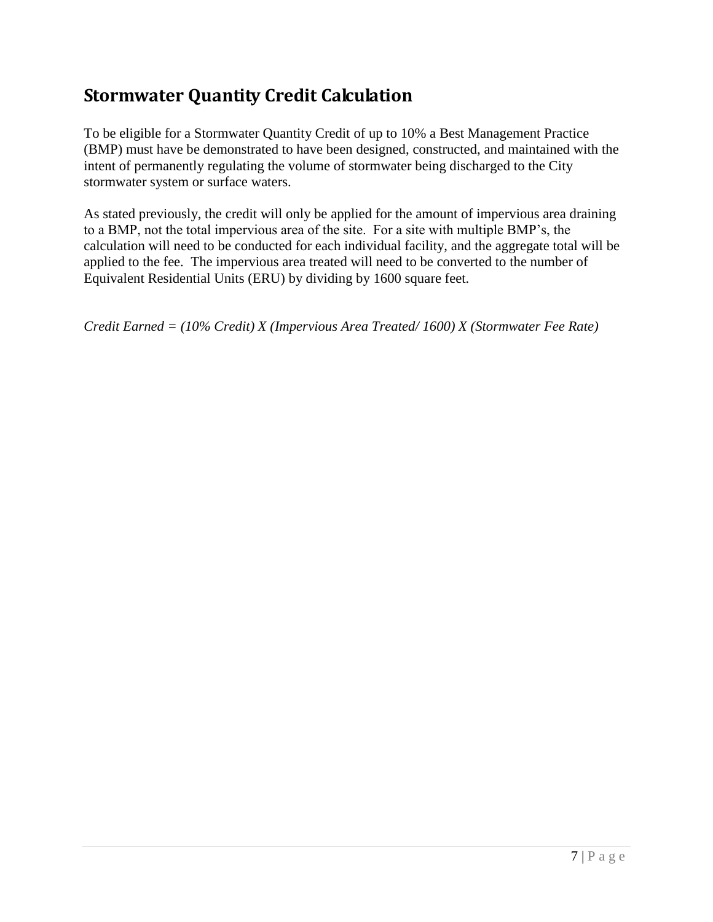## Stormwater Quantity Credit Calculation

To be eligible for a Stormwater Quantity Credit of up to 10% a Best Management Practice (BMP) must have be demonstrated to have been designed, constructed, and maintained with the intent of permanently regulating the volume of stormwater being discharged to the City stormwater system or surface waters.

As stated previously, the credit will only be applied for the amount of impervious area draining to a BMP, not the total impervious area of the site. For a site with multiple BMP's, the calculation will need to be conducted for each individual facility, and the aggregate total will be applied to the fee. The impervious area treated will need to be converted to the number of Equivalent Residential Units (ERU) by dividing by 1600 square feet.

*Credit Earned = (10% Credit) X (Impervious Area Treated/ 1600) X (Stormwater Fee Rate)*